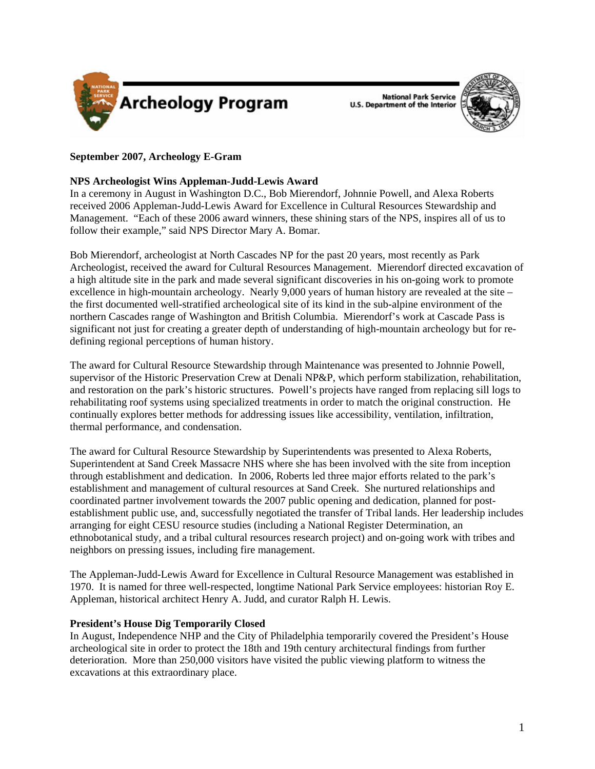# Archeology Program

National Park Service
U.S. Department of the Interior

**September 2007, Archeology E-Gram**

**NPS Archeologist Wins Appleman-Judd-Lewis Award**

In a ceremony in August in Washington D.C., Bob Mierendorf, Johnnie Powell, and Alexa Roberts received 2006 Appleman-Judd-Lewis Award for Excellence in Cultural Resources Stewardship and Management. "Each of these 2006 award winners, these shining stars of the NPS, inspires all of us to follow their example," said NPS Director Mary A. Bomar.

Bob Mierendorf, archeologist at North Cascades NP for the past 20 years, most recently as Park Archeologist, received the award for Cultural Resources Management. Mierendorf directed excavation of a high altitude site in the park and made several significant discoveries in his on-going work to promote excellence in high-mountain archeology. Nearly 9,000 years of human history are revealed at the site – the first documented well-stratified archeological site of its kind in the sub-alpine environment of the northern Cascades range of Washington and British Columbia. Mierendorf's work at Cascade Pass is significant not just for creating a greater depth of understanding of high-mountain archeology but for re-defining regional perceptions of human history.

The award for Cultural Resource Stewardship through Maintenance was presented to Johnnie Powell, supervisor of the Historic Preservation Crew at Denali NP&P, which perform stabilization, rehabilitation, and restoration on the park's historic structures. Powell's projects have ranged from replacing sill logs to rehabilitating roof systems using specialized treatments in order to match the original construction. He continually explores better methods for addressing issues like accessibility, ventilation, infiltration, thermal performance, and condensation.

The award for Cultural Resource Stewardship by Superintendents was presented to Alexa Roberts, Superintendent at Sand Creek Massacre NHS where she has been involved with the site from inception through establishment and dedication. In 2006, Roberts led three major efforts related to the park's establishment and management of cultural resources at Sand Creek. She nurtured relationships and coordinated partner involvement towards the 2007 public opening and dedication, planned for post-establishment public use, and, successfully negotiated the transfer of Tribal lands. Her leadership includes arranging for eight CESU resource studies (including a National Register Determination, an ethnobotanical study, and a tribal cultural resources research project) and on-going work with tribes and neighbors on pressing issues, including fire management.

The Appleman-Judd-Lewis Award for Excellence in Cultural Resource Management was established in 1970. It is named for three well-respected, longtime National Park Service employees: historian Roy E. Appleman, historical architect Henry A. Judd, and curator Ralph H. Lewis.

**President's House Dig Temporarily Closed**

In August, Independence NHP and the City of Philadelphia temporarily covered the President's House archeological site in order to protect the 18th and 19th century architectural findings from further deterioration. More than 250,000 visitors have visited the public viewing platform to witness the excavations at this extraordinary place.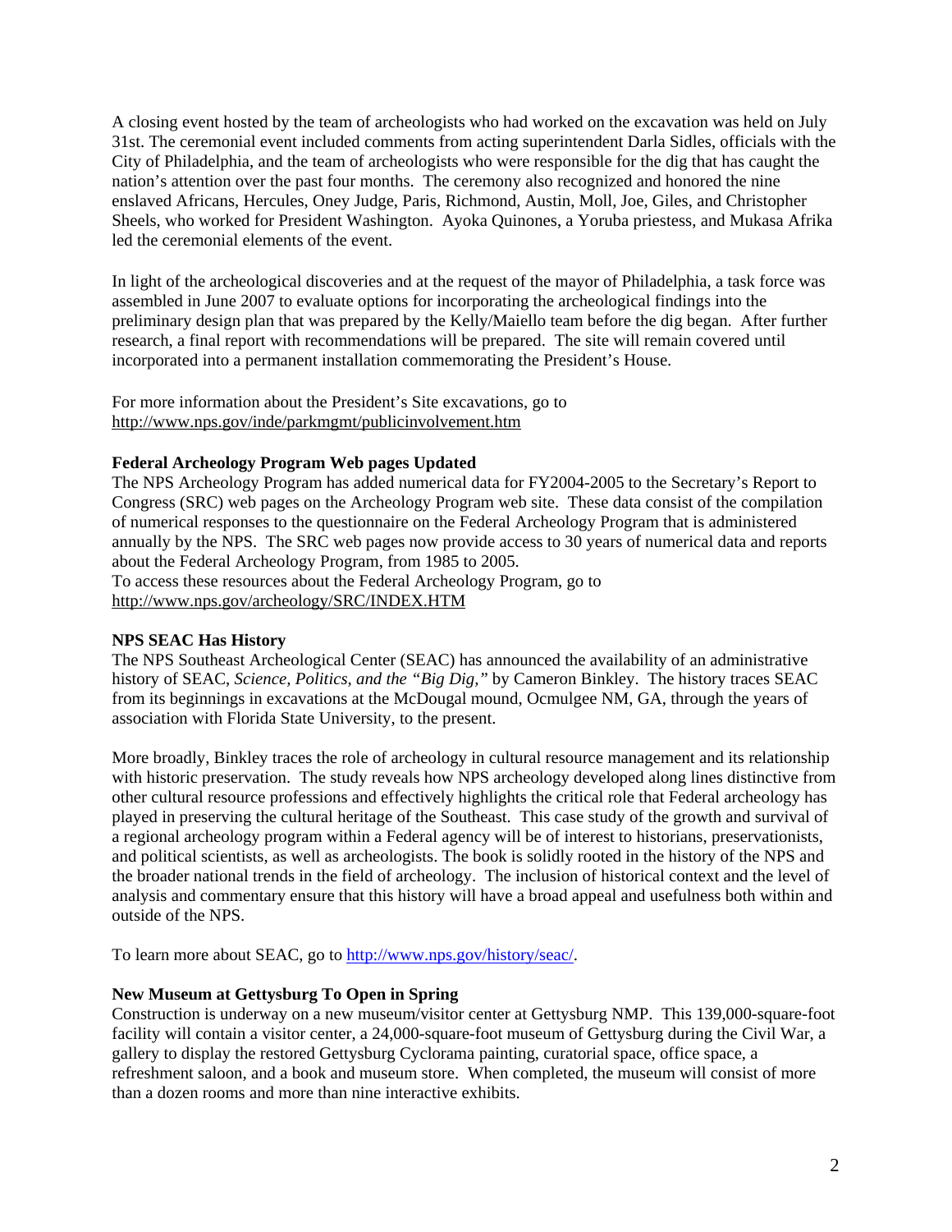A closing event hosted by the team of archeologists who had worked on the excavation was held on July 31st. The ceremonial event included comments from acting superintendent Darla Sidles, officials with the City of Philadelphia, and the team of archeologists who were responsible for the dig that has caught the nation's attention over the past four months. The ceremony also recognized and honored the nine enslaved Africans, Hercules, Oney Judge, Paris, Richmond, Austin, Moll, Joe, Giles, and Christopher Sheels, who worked for President Washington. Ayoka Quinones, a Yoruba priestess, and Mukasa Afrika led the ceremonial elements of the event.

In light of the archeological discoveries and at the request of the mayor of Philadelphia, a task force was assembled in June 2007 to evaluate options for incorporating the archeological findings into the preliminary design plan that was prepared by the Kelly/Maiello team before the dig began. After further research, a final report with recommendations will be prepared. The site will remain covered until incorporated into a permanent installation commemorating the President's House.

For more information about the President's Site excavations, go to http://www.nps.gov/inde/parkmgmt/publicinvolvement.htm

**Federal Archeology Program Web pages Updated**

The NPS Archeology Program has added numerical data for FY2004-2005 to the Secretary's Report to Congress (SRC) web pages on the Archeology Program web site. These data consist of the compilation of numerical responses to the questionnaire on the Federal Archeology Program that is administered annually by the NPS. The SRC web pages now provide access to 30 years of numerical data and reports about the Federal Archeology Program, from 1985 to 2005.
To access these resources about the Federal Archeology Program, go to http://www.nps.gov/archeology/SRC/INDEX.HTM

**NPS SEAC Has History**

The NPS Southeast Archeological Center (SEAC) has announced the availability of an administrative history of SEAC, *Science, Politics, and the "Big Dig,"* by Cameron Binkley. The history traces SEAC from its beginnings in excavations at the McDougal mound, Ocmulgee NM, GA, through the years of association with Florida State University, to the present.

More broadly, Binkley traces the role of archeology in cultural resource management and its relationship with historic preservation. The study reveals how NPS archeology developed along lines distinctive from other cultural resource professions and effectively highlights the critical role that Federal archeology has played in preserving the cultural heritage of the Southeast. This case study of the growth and survival of a regional archeology program within a Federal agency will be of interest to historians, preservationists, and political scientists, as well as archeologists. The book is solidly rooted in the history of the NPS and the broader national trends in the field of archeology. The inclusion of historical context and the level of analysis and commentary ensure that this history will have a broad appeal and usefulness both within and outside of the NPS.

To learn more about SEAC, go to http://www.nps.gov/history/seac/.

**New Museum at Gettysburg To Open in Spring**

Construction is underway on a new museum/visitor center at Gettysburg NMP. This 139,000-square-foot facility will contain a visitor center, a 24,000-square-foot museum of Gettysburg during the Civil War, a gallery to display the restored Gettysburg Cyclorama painting, curatorial space, office space, a refreshment saloon, and a book and museum store. When completed, the museum will consist of more than a dozen rooms and more than nine interactive exhibits.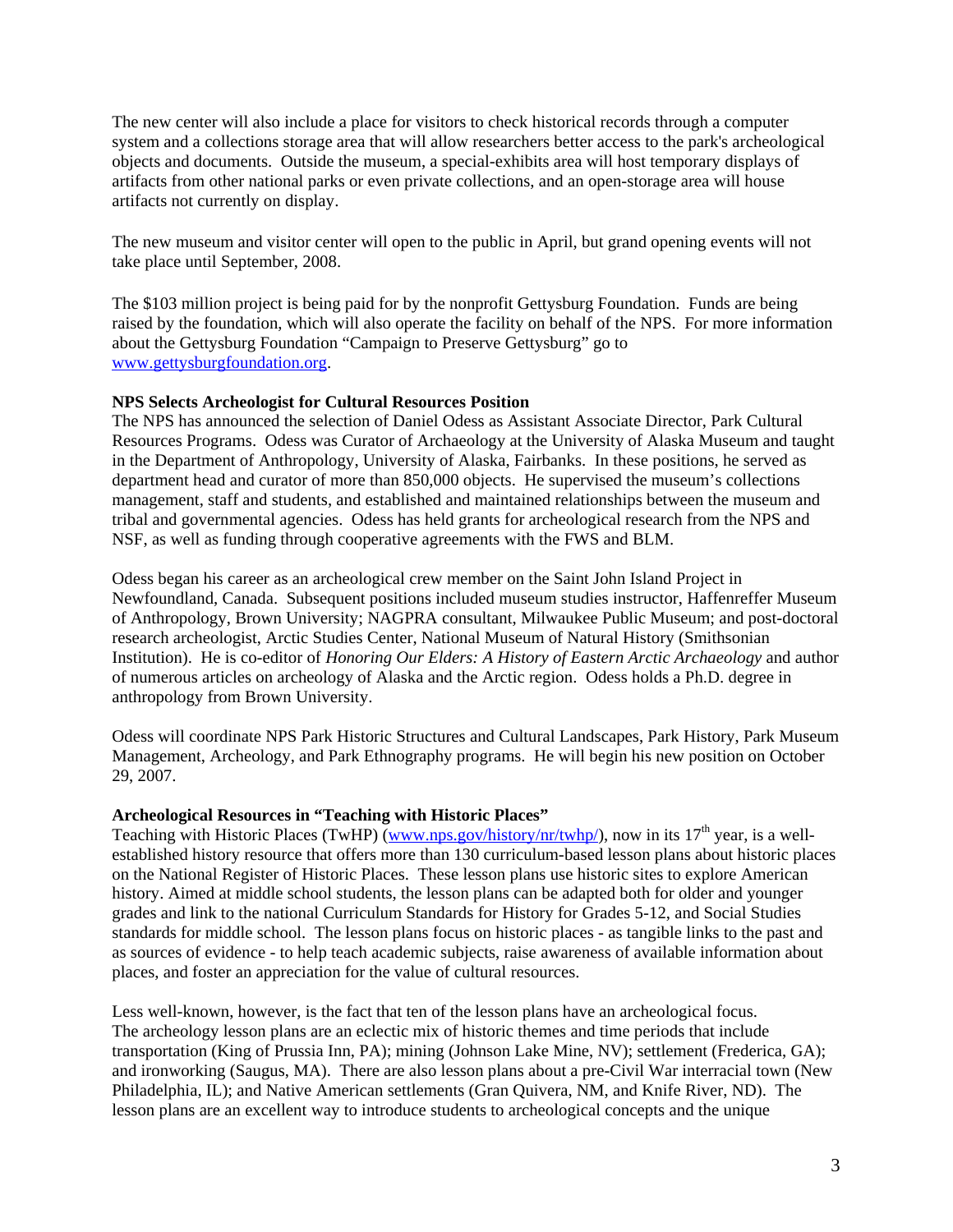The new center will also include a place for visitors to check historical records through a computer system and a collections storage area that will allow researchers better access to the park's archeological objects and documents. Outside the museum, a special-exhibits area will host temporary displays of artifacts from other national parks or even private collections, and an open-storage area will house artifacts not currently on display.

The new museum and visitor center will open to the public in April, but grand opening events will not take place until September, 2008.

The $103 million project is being paid for by the nonprofit Gettysburg Foundation. Funds are being raised by the foundation, which will also operate the facility on behalf of the NPS. For more information about the Gettysburg Foundation "Campaign to Preserve Gettysburg" go to www.gettysburgfoundation.org.

**NPS Selects Archeologist for Cultural Resources Position**

The NPS has announced the selection of Daniel Odess as Assistant Associate Director, Park Cultural Resources Programs. Odess was Curator of Archaeology at the University of Alaska Museum and taught in the Department of Anthropology, University of Alaska, Fairbanks. In these positions, he served as department head and curator of more than 850,000 objects. He supervised the museum's collections management, staff and students, and established and maintained relationships between the museum and tribal and governmental agencies. Odess has held grants for archeological research from the NPS and NSF, as well as funding through cooperative agreements with the FWS and BLM.

Odess began his career as an archeological crew member on the Saint John Island Project in Newfoundland, Canada. Subsequent positions included museum studies instructor, Haffenreffer Museum of Anthropology, Brown University; NAGPRA consultant, Milwaukee Public Museum; and post-doctoral research archeologist, Arctic Studies Center, National Museum of Natural History (Smithsonian Institution). He is co-editor of *Honoring Our Elders: A History of Eastern Arctic Archaeology* and author of numerous articles on archeology of Alaska and the Arctic region. Odess holds a Ph.D. degree in anthropology from Brown University.

Odess will coordinate NPS Park Historic Structures and Cultural Landscapes, Park History, Park Museum Management, Archeology, and Park Ethnography programs. He will begin his new position on October 29, 2007.

**Archeological Resources in "Teaching with Historic Places"**

Teaching with Historic Places (TwHP) (www.nps.gov/history/nr/twhp/), now in its 17th year, is a well-established history resource that offers more than 130 curriculum-based lesson plans about historic places on the National Register of Historic Places. These lesson plans use historic sites to explore American history. Aimed at middle school students, the lesson plans can be adapted both for older and younger grades and link to the national Curriculum Standards for History for Grades 5-12, and Social Studies standards for middle school. The lesson plans focus on historic places - as tangible links to the past and as sources of evidence - to help teach academic subjects, raise awareness of available information about places, and foster an appreciation for the value of cultural resources.

Less well-known, however, is the fact that ten of the lesson plans have an archeological focus. The archeology lesson plans are an eclectic mix of historic themes and time periods that include transportation (King of Prussia Inn, PA); mining (Johnson Lake Mine, NV); settlement (Frederica, GA); and ironworking (Saugus, MA). There are also lesson plans about a pre-Civil War interracial town (New Philadelphia, IL); and Native American settlements (Gran Quivera, NM, and Knife River, ND). The lesson plans are an excellent way to introduce students to archeological concepts and the unique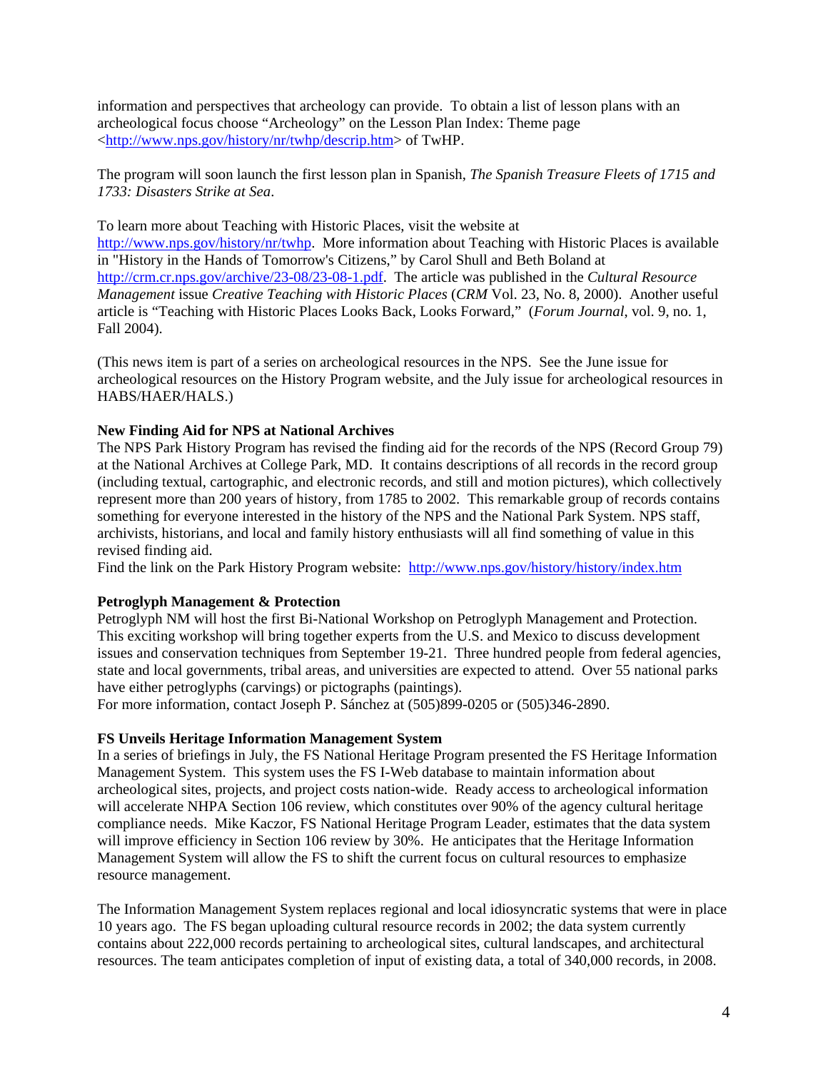information and perspectives that archeology can provide. To obtain a list of lesson plans with an archeological focus choose "Archeology" on the Lesson Plan Index: Theme page <http://www.nps.gov/history/nr/twhp/descrip.htm> of TwHP.

The program will soon launch the first lesson plan in Spanish, *The Spanish Treasure Fleets of 1715 and 1733: Disasters Strike at Sea*.

To learn more about Teaching with Historic Places, visit the website at http://www.nps.gov/history/nr/twhp. More information about Teaching with Historic Places is available in "History in the Hands of Tomorrow's Citizens," by Carol Shull and Beth Boland at http://crm.cr.nps.gov/archive/23-08/23-08-1.pdf. The article was published in the *Cultural Resource Management* issue *Creative Teaching with Historic Places* (*CRM* Vol. 23, No. 8, 2000). Another useful article is "Teaching with Historic Places Looks Back, Looks Forward," (*Forum Journal*, vol. 9, no. 1, Fall 2004).

(This news item is part of a series on archeological resources in the NPS. See the June issue for archeological resources on the History Program website, and the July issue for archeological resources in HABS/HAER/HALS.)

**New Finding Aid for NPS at National Archives**

The NPS Park History Program has revised the finding aid for the records of the NPS (Record Group 79) at the National Archives at College Park, MD. It contains descriptions of all records in the record group (including textual, cartographic, and electronic records, and still and motion pictures), which collectively represent more than 200 years of history, from 1785 to 2002. This remarkable group of records contains something for everyone interested in the history of the NPS and the National Park System. NPS staff, archivists, historians, and local and family history enthusiasts will all find something of value in this revised finding aid.

Find the link on the Park History Program website: http://www.nps.gov/history/history/index.htm

**Petroglyph Management & Protection**

Petroglyph NM will host the first Bi-National Workshop on Petroglyph Management and Protection. This exciting workshop will bring together experts from the U.S. and Mexico to discuss development issues and conservation techniques from September 19-21. Three hundred people from federal agencies, state and local governments, tribal areas, and universities are expected to attend. Over 55 national parks have either petroglyphs (carvings) or pictographs (paintings).

For more information, contact Joseph P. Sánchez at (505)899-0205 or (505)346-2890.

**FS Unveils Heritage Information Management System**

In a series of briefings in July, the FS National Heritage Program presented the FS Heritage Information Management System. This system uses the FS I-Web database to maintain information about archeological sites, projects, and project costs nation-wide. Ready access to archeological information will accelerate NHPA Section 106 review, which constitutes over 90% of the agency cultural heritage compliance needs. Mike Kaczor, FS National Heritage Program Leader, estimates that the data system will improve efficiency in Section 106 review by 30%. He anticipates that the Heritage Information Management System will allow the FS to shift the current focus on cultural resources to emphasize resource management.

The Information Management System replaces regional and local idiosyncratic systems that were in place 10 years ago. The FS began uploading cultural resource records in 2002; the data system currently contains about 222,000 records pertaining to archeological sites, cultural landscapes, and architectural resources. The team anticipates completion of input of existing data, a total of 340,000 records, in 2008.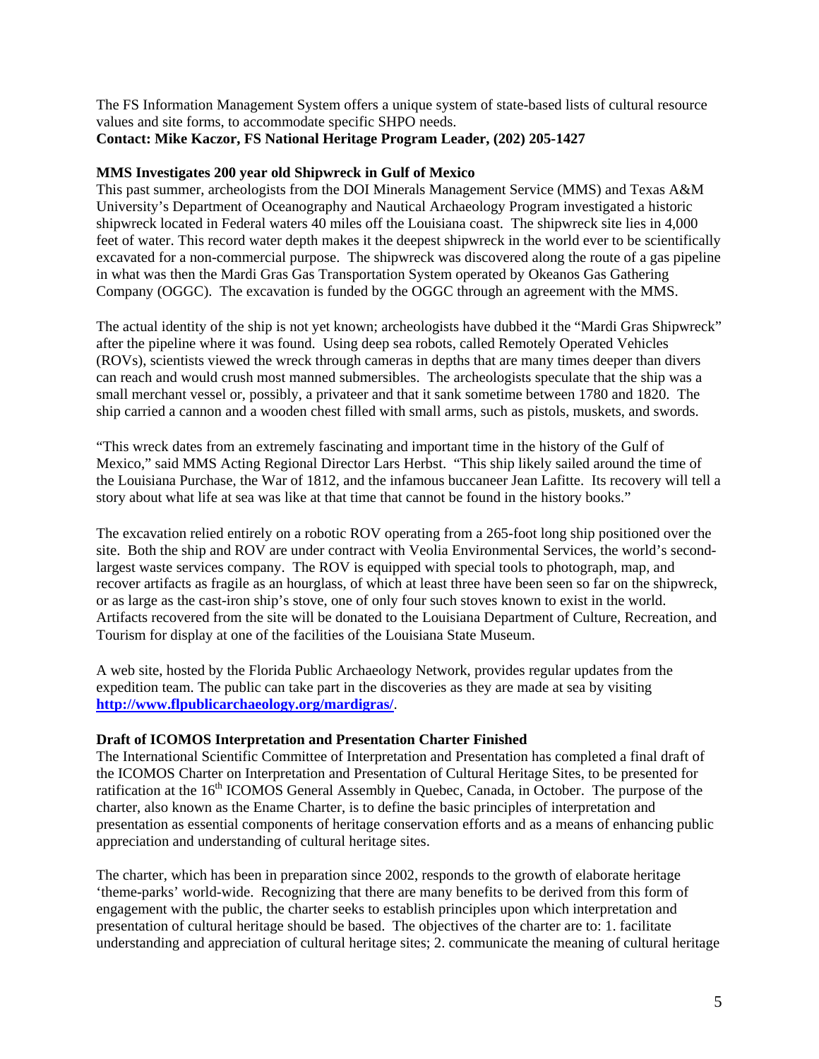The FS Information Management System offers a unique system of state-based lists of cultural resource values and site forms, to accommodate specific SHPO needs.
**Contact: Mike Kaczor, FS National Heritage Program Leader, (202) 205-1427**

**MMS Investigates 200 year old Shipwreck in Gulf of Mexico**

This past summer, archeologists from the DOI Minerals Management Service (MMS) and Texas A&M University's Department of Oceanography and Nautical Archaeology Program investigated a historic shipwreck located in Federal waters 40 miles off the Louisiana coast. The shipwreck site lies in 4,000 feet of water. This record water depth makes it the deepest shipwreck in the world ever to be scientifically excavated for a non-commercial purpose. The shipwreck was discovered along the route of a gas pipeline in what was then the Mardi Gras Gas Transportation System operated by Okeanos Gas Gathering Company (OGGC). The excavation is funded by the OGGC through an agreement with the MMS.

The actual identity of the ship is not yet known; archeologists have dubbed it the "Mardi Gras Shipwreck" after the pipeline where it was found. Using deep sea robots, called Remotely Operated Vehicles (ROVs), scientists viewed the wreck through cameras in depths that are many times deeper than divers can reach and would crush most manned submersibles. The archeologists speculate that the ship was a small merchant vessel or, possibly, a privateer and that it sank sometime between 1780 and 1820. The ship carried a cannon and a wooden chest filled with small arms, such as pistols, muskets, and swords.

"This wreck dates from an extremely fascinating and important time in the history of the Gulf of Mexico," said MMS Acting Regional Director Lars Herbst. "This ship likely sailed around the time of the Louisiana Purchase, the War of 1812, and the infamous buccaneer Jean Lafitte. Its recovery will tell a story about what life at sea was like at that time that cannot be found in the history books."

The excavation relied entirely on a robotic ROV operating from a 265-foot long ship positioned over the site. Both the ship and ROV are under contract with Veolia Environmental Services, the world's second-largest waste services company. The ROV is equipped with special tools to photograph, map, and recover artifacts as fragile as an hourglass, of which at least three have been seen so far on the shipwreck, or as large as the cast-iron ship's stove, one of only four such stoves known to exist in the world. Artifacts recovered from the site will be donated to the Louisiana Department of Culture, Recreation, and Tourism for display at one of the facilities of the Louisiana State Museum.

A web site, hosted by the Florida Public Archaeology Network, provides regular updates from the expedition team. The public can take part in the discoveries as they are made at sea by visiting [http://www.flpublicarchaeology.org/mardigras/](http://www.flpublicarchaeology.org/mardigras/).

**Draft of ICOMOS Interpretation and Presentation Charter Finished**

The International Scientific Committee of Interpretation and Presentation has completed a final draft of the ICOMOS Charter on Interpretation and Presentation of Cultural Heritage Sites, to be presented for ratification at the 16th ICOMOS General Assembly in Quebec, Canada, in October. The purpose of the charter, also known as the Ename Charter, is to define the basic principles of interpretation and presentation as essential components of heritage conservation efforts and as a means of enhancing public appreciation and understanding of cultural heritage sites.

The charter, which has been in preparation since 2002, responds to the growth of elaborate heritage 'theme-parks' world-wide. Recognizing that there are many benefits to be derived from this form of engagement with the public, the charter seeks to establish principles upon which interpretation and presentation of cultural heritage should be based. The objectives of the charter are to: 1. facilitate understanding and appreciation of cultural heritage sites; 2. communicate the meaning of cultural heritage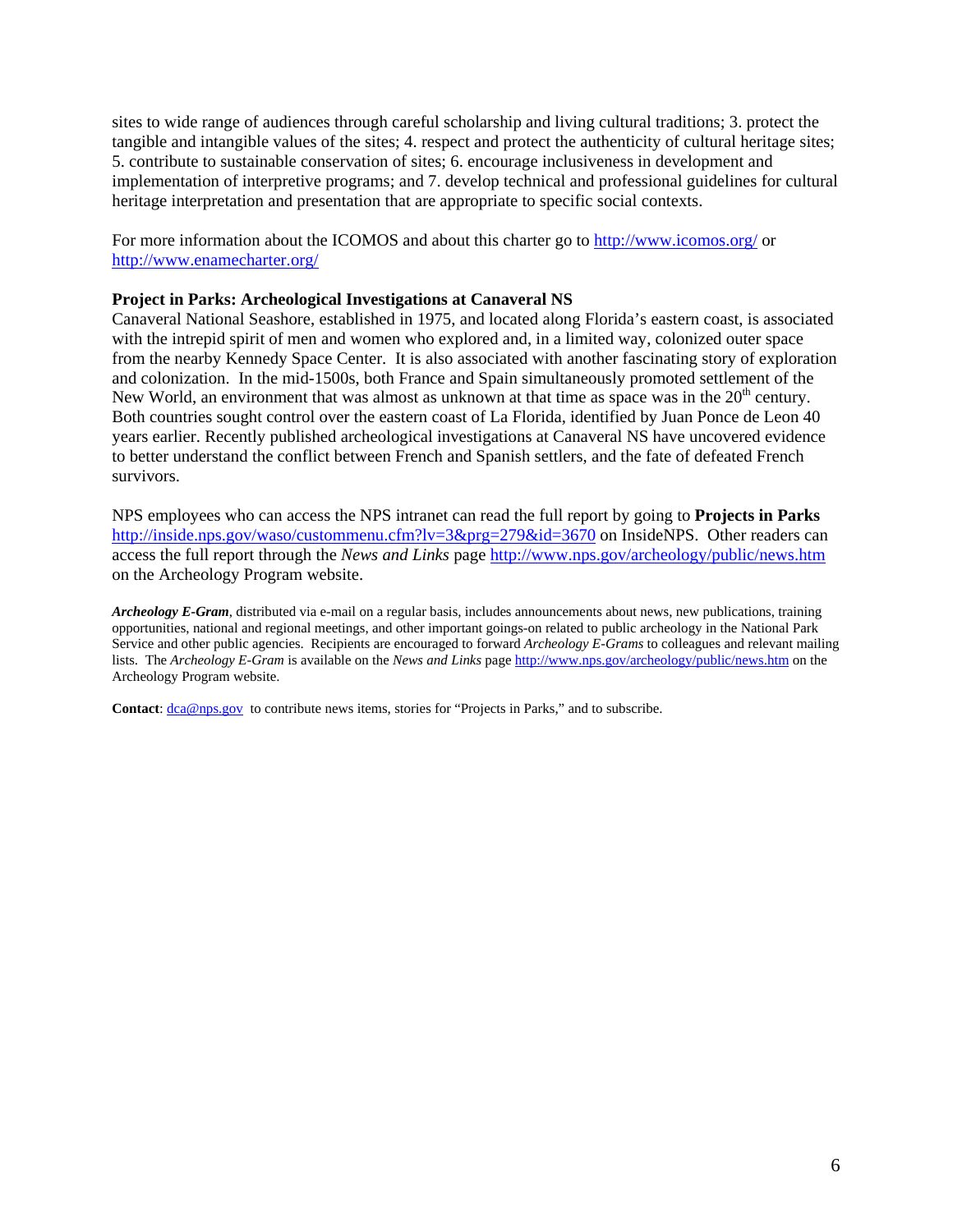sites to wide range of audiences through careful scholarship and living cultural traditions; 3. protect the tangible and intangible values of the sites; 4. respect and protect the authenticity of cultural heritage sites; 5. contribute to sustainable conservation of sites; 6. encourage inclusiveness in development and implementation of interpretive programs; and 7. develop technical and professional guidelines for cultural heritage interpretation and presentation that are appropriate to specific social contexts.

For more information about the ICOMOS and about this charter go to http://www.icomos.org/ or http://www.enamecharter.org/

**Project in Parks: Archeological Investigations at Canaveral NS**

Canaveral National Seashore, established in 1975, and located along Florida's eastern coast, is associated with the intrepid spirit of men and women who explored and, in a limited way, colonized outer space from the nearby Kennedy Space Center. It is also associated with another fascinating story of exploration and colonization. In the mid-1500s, both France and Spain simultaneously promoted settlement of the New World, an environment that was almost as unknown at that time as space was in the 20th century. Both countries sought control over the eastern coast of La Florida, identified by Juan Ponce de Leon 40 years earlier. Recently published archeological investigations at Canaveral NS have uncovered evidence to better understand the conflict between French and Spanish settlers, and the fate of defeated French survivors.

NPS employees who can access the NPS intranet can read the full report by going to **Projects in Parks** http://inside.nps.gov/waso/custommenu.cfm?lv=3&prg=279&id=3670 on InsideNPS. Other readers can access the full report through the *News and Links* page http://www.nps.gov/archeology/public/news.htm on the Archeology Program website.

***Archeology E-Gram***, distributed via e-mail on a regular basis, includes announcements about news, new publications, training opportunities, national and regional meetings, and other important goings-on related to public archeology in the National Park Service and other public agencies. Recipients are encouraged to forward *Archeology E-Grams* to colleagues and relevant mailing lists. The *Archeology E-Gram* is available on the *News and Links* page http://www.nps.gov/archeology/public/news.htm on the Archeology Program website.

**Contact**: dca@nps.gov to contribute news items, stories for "Projects in Parks," and to subscribe.